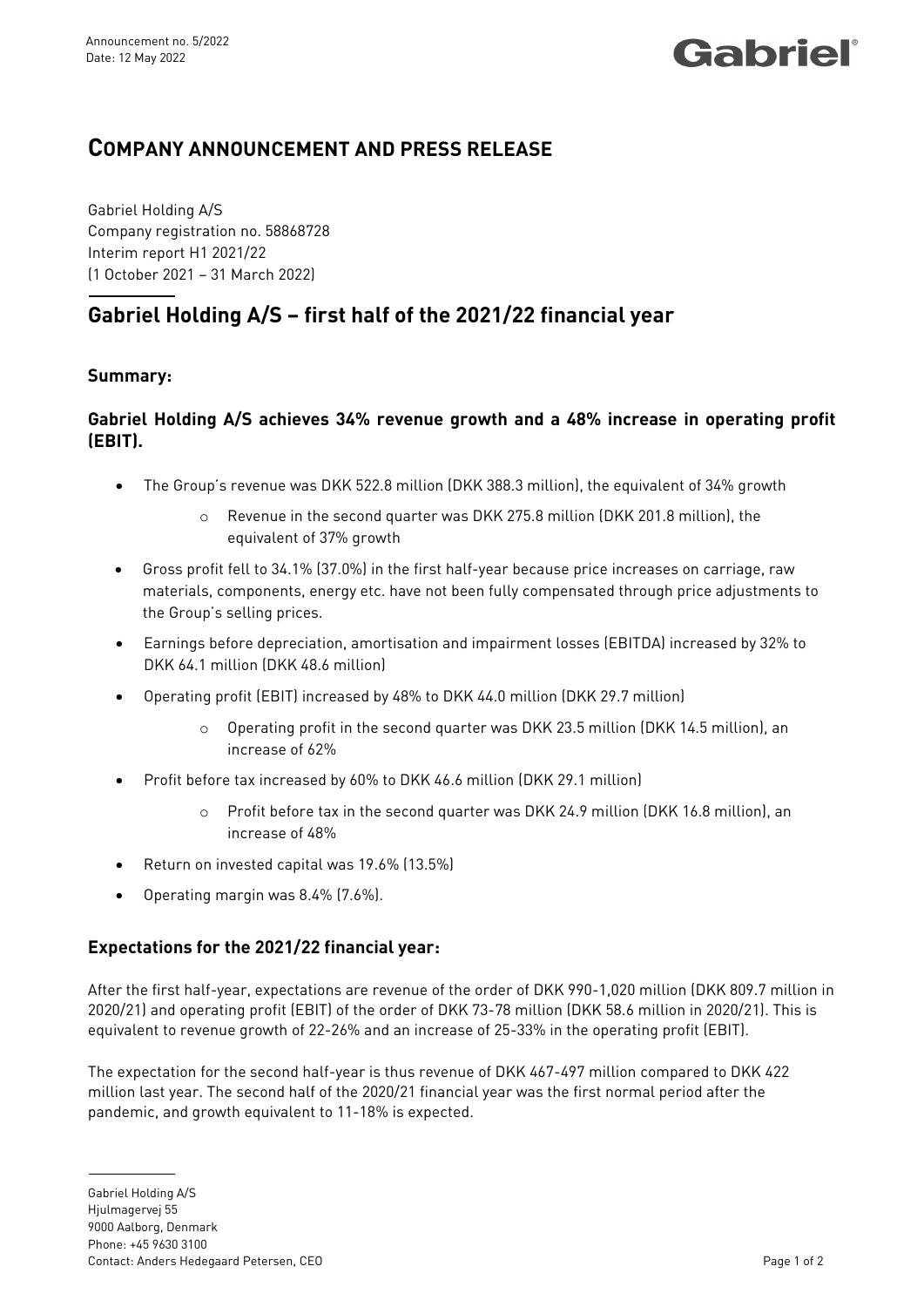Announcement no. 5/2022
Date: 12 May 2022

# COMPANY ANNOUNCEMENT AND PRESS RELEASE

Gabriel Holding A/S
Company registration no. 58868728
Interim report H1 2021/22
(1 October 2021 – 31 March 2022)

## Gabriel Holding A/S – first half of the 2021/22 financial year

### Summary:

### Gabriel Holding A/S achieves 34% revenue growth and a 48% increase in operating profit (EBIT).

- The Group's revenue was DKK 522.8 million (DKK 388.3 million), the equivalent of 34% growth
  - Revenue in the second quarter was DKK 275.8 million (DKK 201.8 million), the equivalent of 37% growth
- Gross profit fell to 34.1% (37.0%) in the first half-year because price increases on carriage, raw materials, components, energy etc. have not been fully compensated through price adjustments to the Group's selling prices.
- Earnings before depreciation, amortisation and impairment losses (EBITDA) increased by 32% to DKK 64.1 million (DKK 48.6 million)
- Operating profit (EBIT) increased by 48% to DKK 44.0 million (DKK 29.7 million)
  - Operating profit in the second quarter was DKK 23.5 million (DKK 14.5 million), an increase of 62%
- Profit before tax increased by 60% to DKK 46.6 million (DKK 29.1 million)
  - Profit before tax in the second quarter was DKK 24.9 million (DKK 16.8 million), an increase of 48%
- Return on invested capital was 19.6% (13.5%)
- Operating margin was 8.4% (7.6%).

### Expectations for the 2021/22 financial year:

After the first half-year, expectations are revenue of the order of DKK 990-1,020 million (DKK 809.7 million in 2020/21) and operating profit (EBIT) of the order of DKK 73-78 million (DKK 58.6 million in 2020/21). This is equivalent to revenue growth of 22-26% and an increase of 25-33% in the operating profit (EBIT).

The expectation for the second half-year is thus revenue of DKK 467-497 million compared to DKK 422 million last year. The second half of the 2020/21 financial year was the first normal period after the pandemic, and growth equivalent to 11-18% is expected.

Gabriel Holding A/S
Hjulmagervej 55
9000 Aalborg, Denmark
Phone: +45 9630 3100
Contact: Anders Hedegaard Petersen, CEO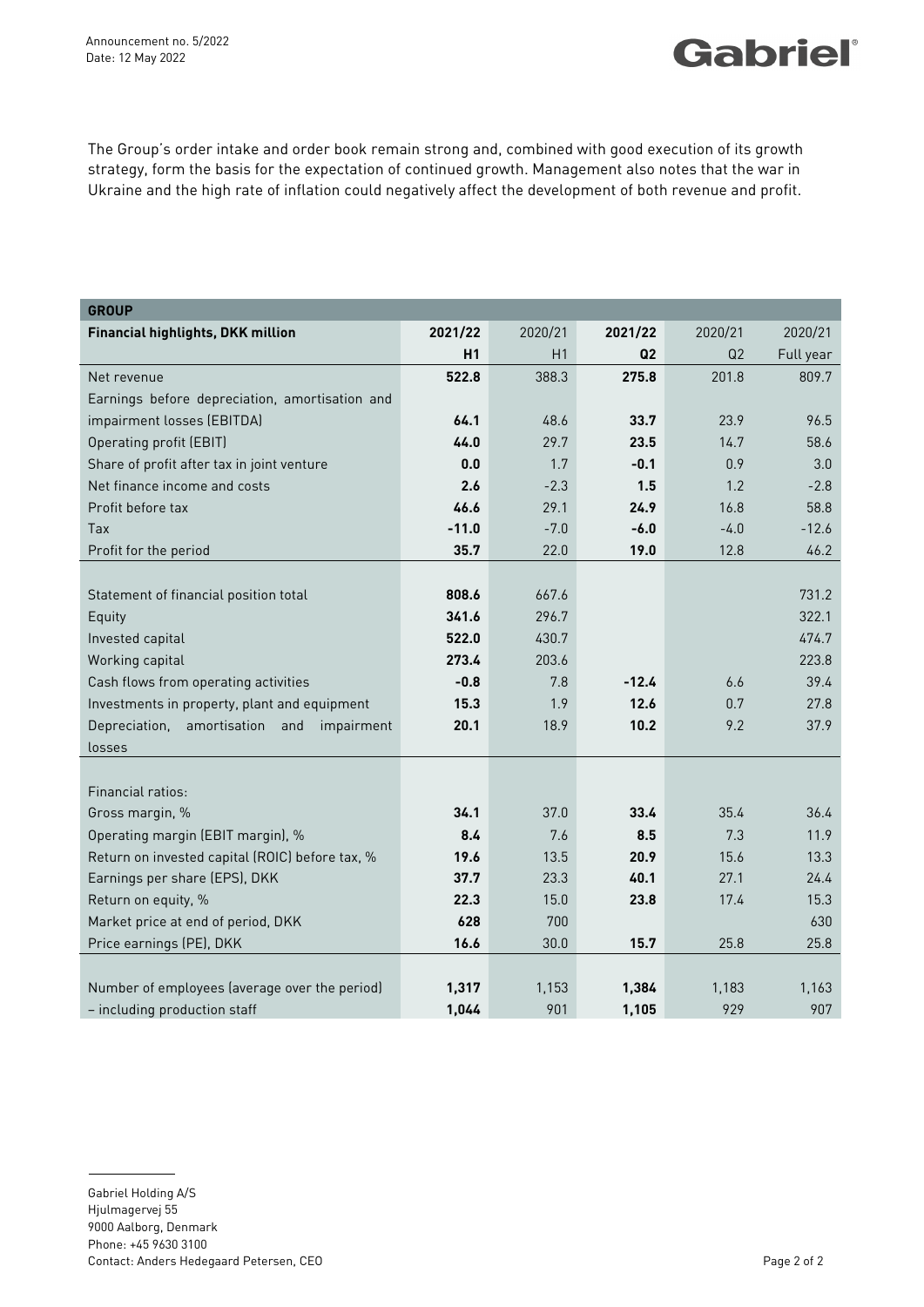Announcement no. 5/2022
Date: 12 May 2022

The Group's order intake and order book remain strong and, combined with good execution of its growth strategy, form the basis for the expectation of continued growth. Management also notes that the war in Ukraine and the high rate of inflation could negatively affect the development of both revenue and profit.

| GROUP | | | | | |
|---|---|---|---|---|---|
| **Financial highlights, DKK million** | **2021/22** | 2020/21 | **2021/22** | 2020/21 | 2020/21 |
| | **H1** | H1 | **Q2** | Q2 | Full year |
| Net revenue | **522.8** | 388.3 | **275.8** | 201.8 | 809.7 |
| Earnings before depreciation, amortisation and impairment losses (EBITDA) | **64.1** | 48.6 | **33.7** | 23.9 | 96.5 |
| Operating profit (EBIT) | **44.0** | 29.7 | **23.5** | 14.7 | 58.6 |
| Share of profit after tax in joint venture | **0.0** | 1.7 | **-0.1** | 0.9 | 3.0 |
| Net finance income and costs | **2.6** | -2.3 | **1.5** | 1.2 | -2.8 |
| Profit before tax | **46.6** | 29.1 | **24.9** | 16.8 | 58.8 |
| Tax | **-11.0** | -7.0 | **-6.0** | -4.0 | -12.6 |
| Profit for the period | **35.7** | 22.0 | **19.0** | 12.8 | 46.2 |
| | | | | | |
| Statement of financial position total | **808.6** | 667.6 | | | 731.2 |
| Equity | **341.6** | 296.7 | | | 322.1 |
| Invested capital | **522.0** | 430.7 | | | 474.7 |
| Working capital | **273.4** | 203.6 | | | 223.8 |
| Cash flows from operating activities | **-0.8** | 7.8 | **-12.4** | 6.6 | 39.4 |
| Investments in property, plant and equipment | **15.3** | 1.9 | **12.6** | 0.7 | 27.8 |
| Depreciation, amortisation and impairment losses | **20.1** | 18.9 | **10.2** | 9.2 | 37.9 |
| | | | | | |
| Financial ratios: | | | | | |
| Gross margin, % | **34.1** | 37.0 | **33.4** | 35.4 | 36.4 |
| Operating margin (EBIT margin), % | **8.4** | 7.6 | **8.5** | 7.3 | 11.9 |
| Return on invested capital (ROIC) before tax, % | **19.6** | 13.5 | **20.9** | 15.6 | 13.3 |
| Earnings per share (EPS), DKK | **37.7** | 23.3 | **40.1** | 27.1 | 24.4 |
| Return on equity, % | **22.3** | 15.0 | **23.8** | 17.4 | 15.3 |
| Market price at end of period, DKK | **628** | 700 | | | 630 |
| Price earnings (PE), DKK | **16.6** | 30.0 | **15.7** | 25.8 | 25.8 |
| | | | | | |
| Number of employees (average over the period) | **1,317** | 1,153 | **1,384** | 1,183 | 1,163 |
| – including production staff | **1,044** | 901 | **1,105** | 929 | 907 |

Gabriel Holding A/S
Hjulmagervej 55
9000 Aalborg, Denmark
Phone: +45 9630 3100
Contact: Anders Hedegaard Petersen, CEO